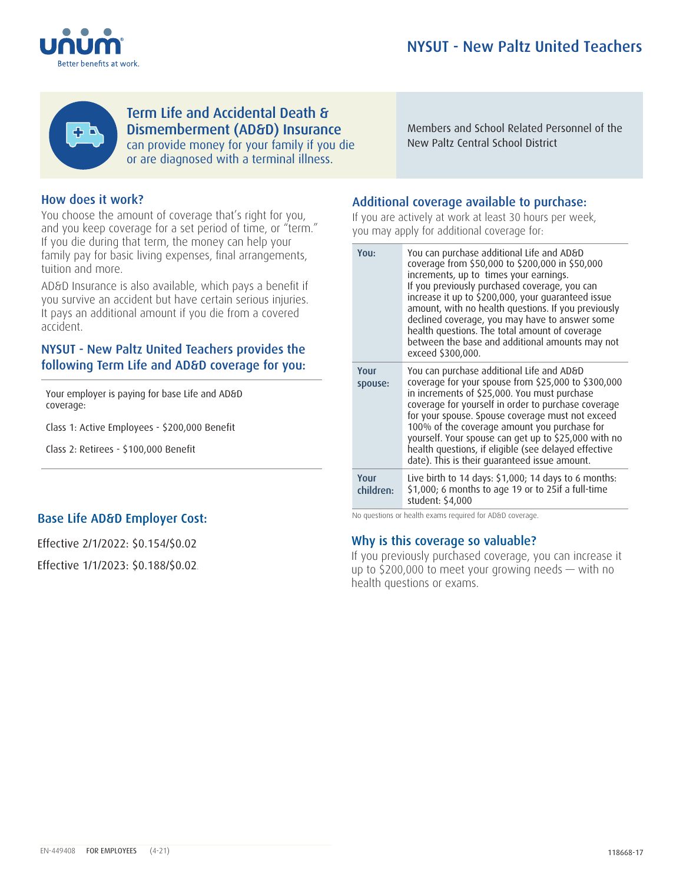# NYSUT - New Paltz United Teachers

## Term Life and Accidental Death & Dismemberment (AD&D) Insurance

can provide money for your family if you die or are diagnosed with a terminal illness.

Members and School Related Personnel of the New Paltz Central School District

### How does it work?

You choose the amount of coverage that's right for you, and you keep coverage for a set period of time, or "term." If you die during that term, the money can help your family pay for basic living expenses, final arrangements, tuition and more.

AD&D Insurance is also available, which pays a benefit if you survive an accident but have certain serious injuries. It pays an additional amount if you die from a covered accident.

### NYSUT - New Paltz United Teachers provides the following Term Life and AD&D coverage for you:

Your employer is paying for base Life and AD&D coverage:

Class 1: Active Employees - $200,000 Benefit

Class 2: Retirees - $100,000 Benefit

### Base Life AD&D Employer Cost:

Effective 2/1/2022: $0.154/$0.02

Effective 1/1/2023: $0.188/$0.02.

### Additional coverage available to purchase:

If you are actively at work at least 30 hours per week, you may apply for additional coverage for:

| | |
|---|---|
| **You:** | You can purchase additional Life and AD&D coverage from $50,000 to $200,000 in $50,000 increments, up to times your earnings. If you previously purchased coverage, you can increase it up to $200,000, your guaranteed issue amount, with no health questions. If you previously declined coverage, you may have to answer some health questions. The total amount of coverage between the base and additional amounts may not exceed $300,000. |
| **Your spouse:** | You can purchase additional Life and AD&D coverage for your spouse from $25,000 to $300,000 in increments of $25,000. You must purchase coverage for yourself in order to purchase coverage for your spouse. Spouse coverage must not exceed 100% of the coverage amount you purchase for yourself. Your spouse can get up to $25,000 with no health questions, if eligible (see delayed effective date). This is their guaranteed issue amount. |
| **Your children:** | Live birth to 14 days: $1,000; 14 days to 6 months: $1,000; 6 months to age 19 or to 25if a full-time student: $4,000 |

No questions or health exams required for AD&D coverage.

### Why is this coverage so valuable?

If you previously purchased coverage, you can increase it up to $200,000 to meet your growing needs — with no health questions or exams.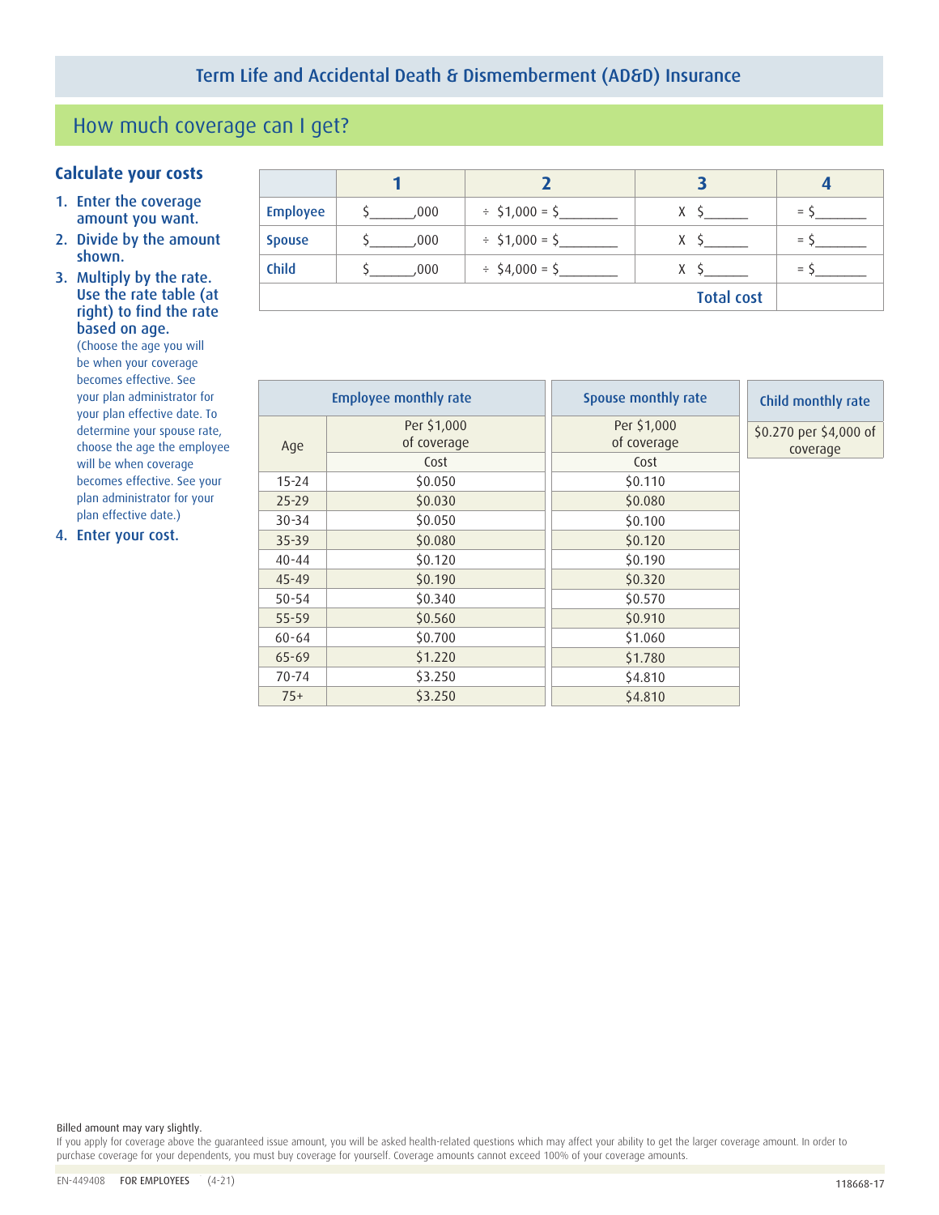## Term Life and Accidental Death & Dismemberment (AD&D) Insurance

# How much coverage can I get?

### Calculate your costs

1. **Enter the coverage amount you want.**
2. **Divide by the amount shown.**
3. **Multiply by the rate. Use the rate table (at right) to find the rate based on age.** (Choose the age you will be when your coverage becomes effective. See your plan administrator for your plan effective date. To determine your spouse rate, choose the age the employee will be when coverage becomes effective. See your plan administrator for your plan effective date.)
4. **Enter your cost.**

| | 1 | 2 | 3 | 4 |
|---|---|---|---|---|
| Employee | $______,000 | ÷ $1,000 = $________ | X $______ | = $_______ |
| Spouse | $______,000 | ÷ $1,000 = $________ | X $______ | = $_______ |
| Child | $______,000 | ÷ $4,000 = $________ | X $______ | = $_______ |
| | | | Total cost | |

| Employee monthly rate | | Spouse monthly rate |
|---|---|---|
| Age | Per $1,000 of coverage | Per $1,000 of coverage |
| | Cost | Cost |
| 15-24 | $0.050 | $0.110 |
| 25-29 | $0.030 | $0.080 |
| 30-34 | $0.050 | $0.100 |
| 35-39 | $0.080 | $0.120 |
| 40-44 | $0.120 | $0.190 |
| 45-49 | $0.190 | $0.320 |
| 50-54 | $0.340 | $0.570 |
| 55-59 | $0.560 | $0.910 |
| 60-64 | $0.700 | $1.060 |
| 65-69 | $1.220 | $1.780 |
| 70-74 | $3.250 | $4.810 |
| 75+ | $3.250 | $4.810 |

| Child monthly rate |
|---|
| $0.270 per $4,000 of coverage |

Billed amount may vary slightly.

If you apply for coverage above the guaranteed issue amount, you will be asked health-related questions which may affect your ability to get the larger coverage amount. In order to purchase coverage for your dependents, you must buy coverage for yourself. Coverage amounts cannot exceed 100% of your coverage amounts.

EN-449408 FOR EMPLOYEES (4-21) 118668-17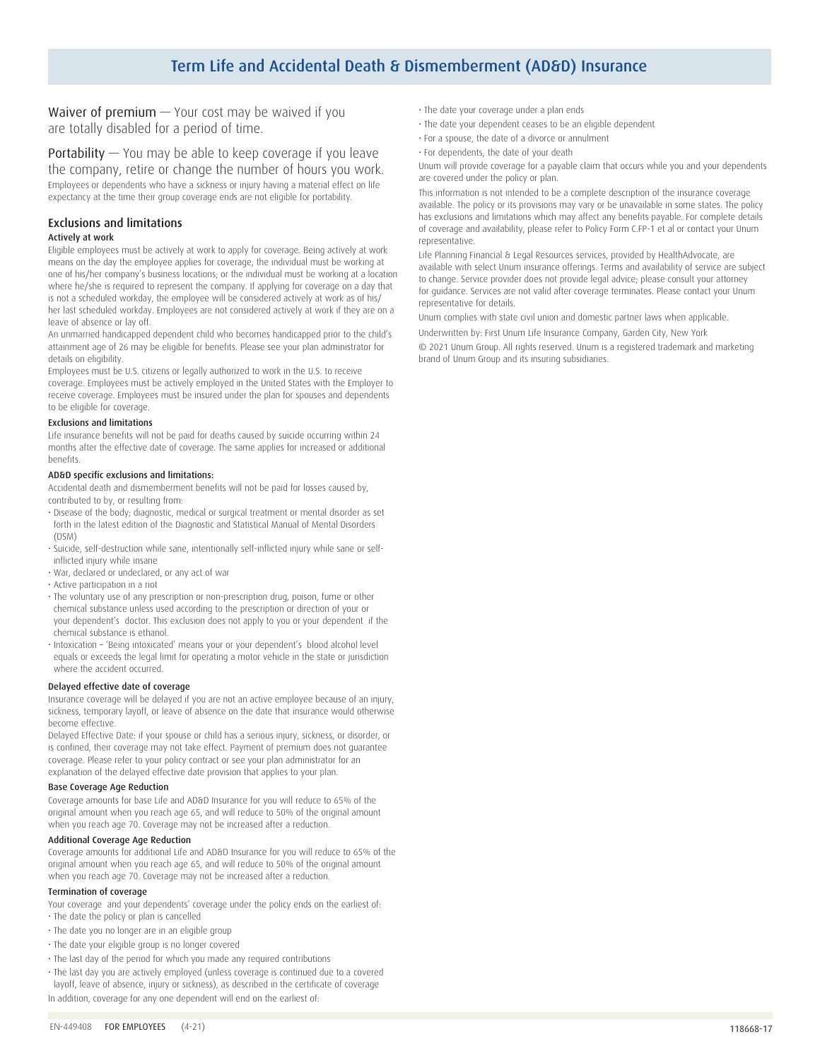## Term Life and Accidental Death & Dismemberment (AD&D) Insurance

Waiver of premium — Your cost may be waived if you are totally disabled for a period of time.

Portability — You may be able to keep coverage if you leave the company, retire or change the number of hours you work. Employees or dependents who have a sickness or injury having a material effect on life expectancy at the time their group coverage ends are not eligible for portability.

### Exclusions and limitations

#### Actively at work

Eligible employees must be actively at work to apply for coverage. Being actively at work means on the day the employee applies for coverage, the individual must be working at one of his/her company's business locations; or the individual must be working at a location where he/she is required to represent the company. If applying for coverage on a day that is not a scheduled workday, the employee will be considered actively at work as of his/her last scheduled workday. Employees are not considered actively at work if they are on a leave of absence or lay off.

An unmarried handicapped dependent child who becomes handicapped prior to the child's attainment age of 26 may be eligible for benefits. Please see your plan administrator for details on eligibility.

Employees must be U.S. citizens or legally authorized to work in the U.S. to receive coverage. Employees must be actively employed in the United States with the Employer to receive coverage. Employees must be insured under the plan for spouses and dependents to be eligible for coverage.

#### Exclusions and limitations

Life insurance benefits will not be paid for deaths caused by suicide occurring within 24 months after the effective date of coverage. The same applies for increased or additional benefits.

#### AD&D specific exclusions and limitations:

Accidental death and dismemberment benefits will not be paid for losses caused by, contributed to by, or resulting from:

- Disease of the body; diagnostic, medical or surgical treatment or mental disorder as set forth in the latest edition of the Diagnostic and Statistical Manual of Mental Disorders (DSM)
- Suicide, self-destruction while sane, intentionally self-inflicted injury while sane or self-inflicted injury while insane
- War, declared or undeclared, or any act of war
- Active participation in a riot
- The voluntary use of any prescription or non-prescription drug, poison, fume or other chemical substance unless used according to the prescription or direction of your or your dependent's doctor. This exclusion does not apply to you or your dependent if the chemical substance is ethanol.
- Intoxication – 'Being intoxicated' means your or your dependent's blood alcohol level equals or exceeds the legal limit for operating a motor vehicle in the state or jurisdiction where the accident occurred.

#### Delayed effective date of coverage

Insurance coverage will be delayed if you are not an active employee because of an injury, sickness, temporary layoff, or leave of absence on the date that insurance would otherwise become effective.

Delayed Effective Date: if your spouse or child has a serious injury, sickness, or disorder, or is confined, their coverage may not take effect. Payment of premium does not guarantee coverage. Please refer to your policy contract or see your plan administrator for an explanation of the delayed effective date provision that applies to your plan.

#### Base Coverage Age Reduction

Coverage amounts for base Life and AD&D Insurance for you will reduce to 65% of the original amount when you reach age 65, and will reduce to 50% of the original amount when you reach age 70. Coverage may not be increased after a reduction.

#### Additional Coverage Age Reduction

Coverage amounts for additional Life and AD&D Insurance for you will reduce to 65% of the original amount when you reach age 65, and will reduce to 50% of the original amount when you reach age 70. Coverage may not be increased after a reduction.

#### Termination of coverage

Your coverage and your dependents' coverage under the policy ends on the earliest of:

- The date the policy or plan is cancelled
- The date you no longer are in an eligible group
- The date your eligible group is no longer covered
- The last day of the period for which you made any required contributions
- The last day you are actively employed (unless coverage is continued due to a covered layoff, leave of absence, injury or sickness), as described in the certificate of coverage

In addition, coverage for any one dependent will end on the earliest of:

- The date your coverage under a plan ends
- The date your dependent ceases to be an eligible dependent
- For a spouse, the date of a divorce or annulment
- For dependents, the date of your death

Unum will provide coverage for a payable claim that occurs while you and your dependents are covered under the policy or plan.

This information is not intended to be a complete description of the insurance coverage available. The policy or its provisions may vary or be unavailable in some states. The policy has exclusions and limitations which may affect any benefits payable. For complete details of coverage and availability, please refer to Policy Form C.FP-1 et al or contact your Unum representative.

Life Planning Financial & Legal Resources services, provided by HealthAdvocate, are available with select Unum insurance offerings. Terms and availability of service are subject to change. Service provider does not provide legal advice; please consult your attorney for guidance. Services are not valid after coverage terminates. Please contact your Unum representative for details.

Unum complies with state civil union and domestic partner laws when applicable.

Underwritten by: First Unum Life Insurance Company, Garden City, New York

© 2021 Unum Group. All rights reserved. Unum is a registered trademark and marketing brand of Unum Group and its insuring subsidiaries.

EN-449408 FOR EMPLOYEES (4-21) 118668-17